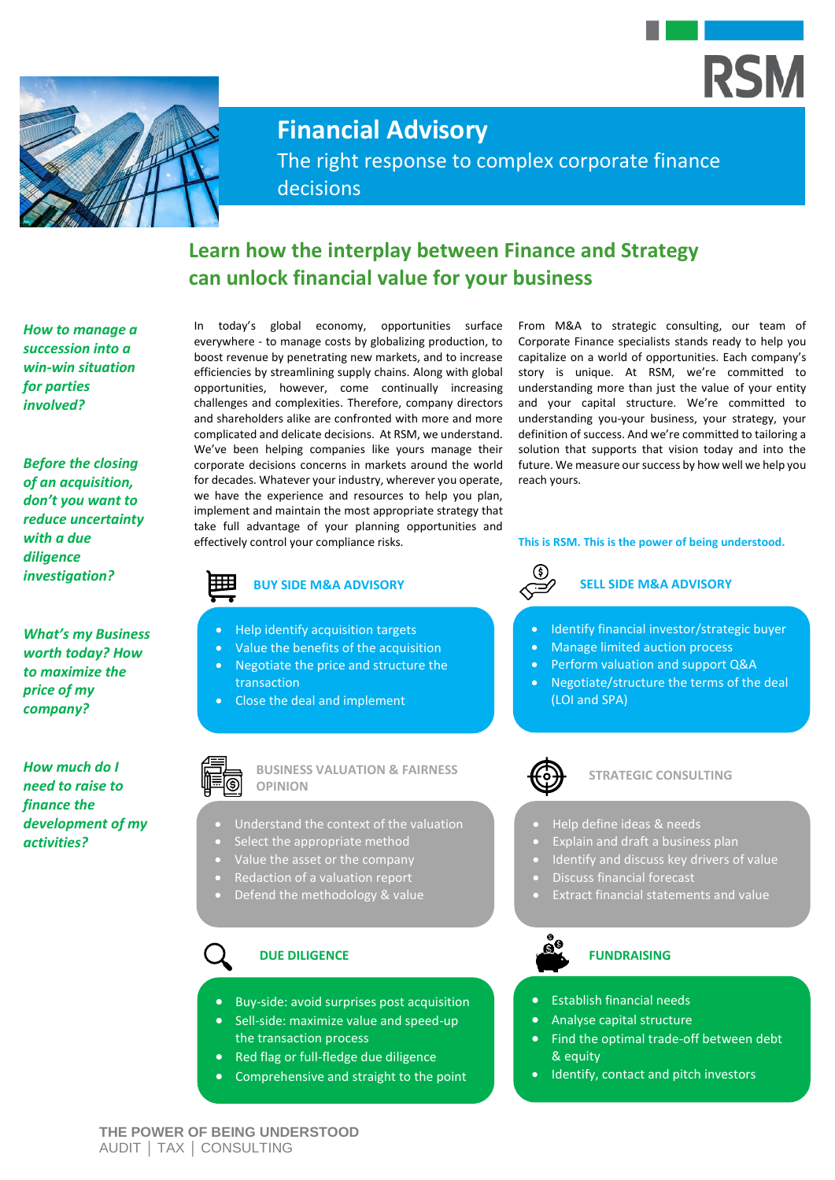# Financial Advisory

The right response to complex corporate finance decisions

## Learn how the interplay between Finance and Strategy can unlock financial value for your business

*How to manage a succession into a win-win situation for parties involved?*

*Before the closing of an acquisition, don't you want to reduce uncertainty with a due diligence investigation?*

*What's my Business worth today? How to maximize the price of my company?*

*How much do I need to raise to finance the development of my activities?*

In today's global economy, opportunities surface everywhere - to manage costs by globalizing production, to boost revenue by penetrating new markets, and to increase efficiencies by streamlining supply chains. Along with global opportunities, however, come continually increasing challenges and complexities. Therefore, company directors and shareholders alike are confronted with more and more complicated and delicate decisions. At RSM, we understand. We've been helping companies like yours manage their corporate decisions concerns in markets around the world for decades. Whatever your industry, wherever you operate, we have the experience and resources to help you plan, implement and maintain the most appropriate strategy that take full advantage of your planning opportunities and effectively control your compliance risks.

From M&A to strategic consulting, our team of Corporate Finance specialists stands ready to help you capitalize on a world of opportunities. Each company's story is unique. At RSM, we're committed to understanding more than just the value of your entity and your capital structure. We're committed to understanding you-your business, your strategy, your definition of success. And we're committed to tailoring a solution that supports that vision today and into the future. We measure our success by how well we help you reach yours.

**This is RSM. This is the power of being understood.**

### BUY SIDE M&A ADVISORY

- Help identify acquisition targets
- Value the benefits of the acquisition
- Negotiate the price and structure the transaction
- Close the deal and implement

### SELL SIDE M&A ADVISORY

- Identify financial investor/strategic buyer
- Manage limited auction process
- Perform valuation and support Q&A
- Negotiate/structure the terms of the deal (LOI and SPA)

### BUSINESS VALUATION & FAIRNESS OPINION

- Understand the context of the valuation
- Select the appropriate method
- Value the asset or the company
- Redaction of a valuation report
- Defend the methodology & value

### STRATEGIC CONSULTING

- Help define ideas & needs
- Explain and draft a business plan
- Identify and discuss key drivers of value
- Discuss financial forecast
- Extract financial statements and value

### DUE DILIGENCE

- Buy-side: avoid surprises post acquisition
- Sell-side: maximize value and speed-up the transaction process
- Red flag or full-fledge due diligence
- Comprehensive and straight to the point

### FUNDRAISING

- Establish financial needs
- Analyse capital structure
- Find the optimal trade-off between debt & equity
- Identify, contact and pitch investors

THE POWER OF BEING UNDERSTOOD
AUDIT | TAX | CONSULTING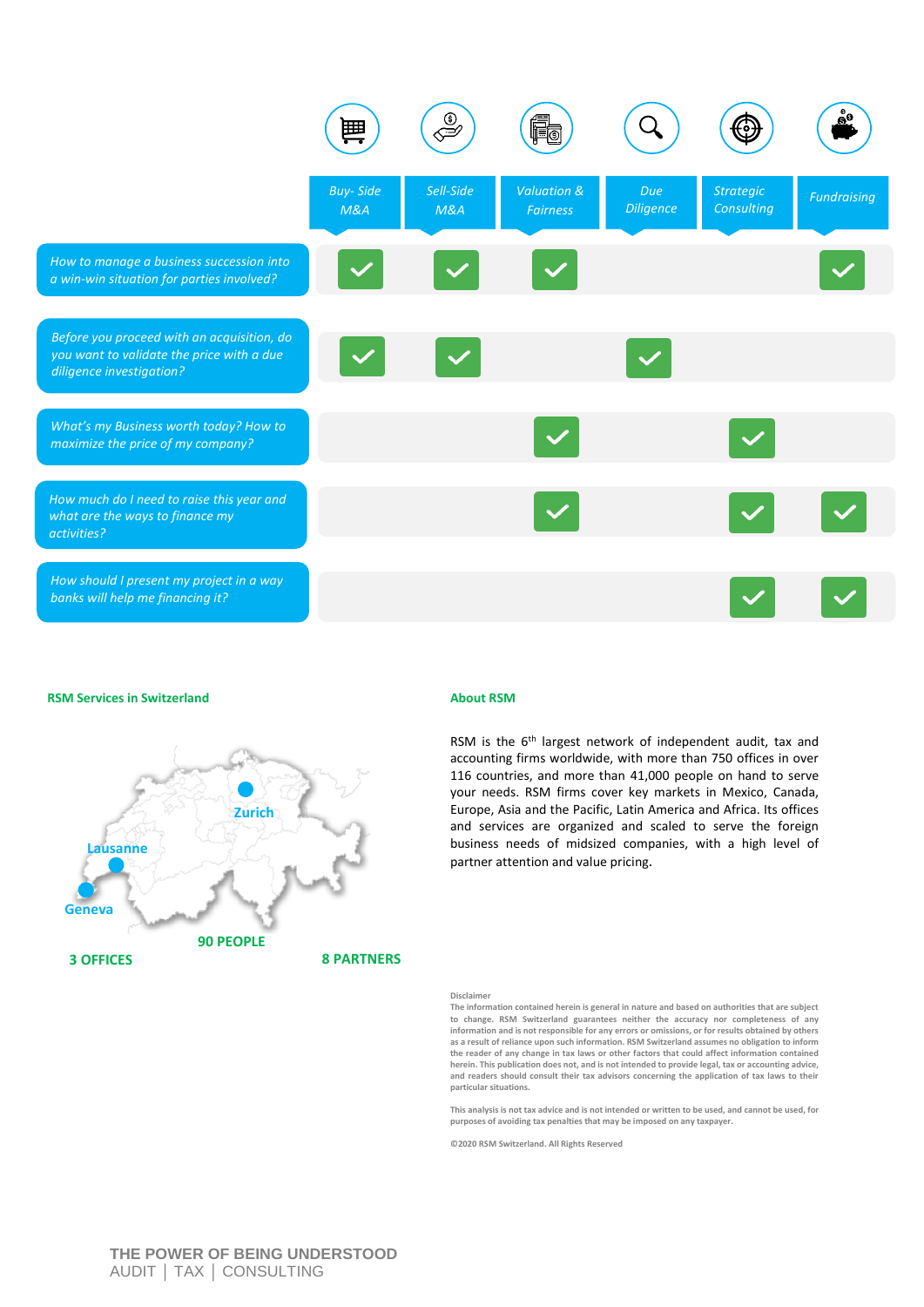| | Buy- Side M&A | Sell-Side M&A | Valuation & Fairness | Due Diligence | Strategic Consulting | Fundraising |
|---|---|---|---|---|---|---|
| *How to manage a business succession into a win-win situation for parties involved?* | ✓ | ✓ | ✓ | | | ✓ |
| *Before you proceed with an acquisition, do you want to validate the price with a due diligence investigation?* | ✓ | ✓ | | ✓ | | |
| *What's my Business worth today? How to maximize the price of my company?* | | | ✓ | | ✓ | |
| *How much do I need to raise this year and what are the ways to finance my activities?* | | | ✓ | | ✓ | ✓ |
| *How should I present my project in a way banks will help me financing it?* | | | | | ✓ | ✓ |

## RSM Services in Switzerland

Zurich

Lausanne

Geneva

**3 OFFICES**

**90 PEOPLE**

**8 PARTNERS**

## About RSM

RSM is the 6th largest network of independent audit, tax and accounting firms worldwide, with more than 750 offices in over 116 countries, and more than 41,000 people on hand to serve your needs. RSM firms cover key markets in Mexico, Canada, Europe, Asia and the Pacific, Latin America and Africa. Its offices and services are organized and scaled to serve the foreign business needs of midsized companies, with a high level of partner attention and value pricing.

**Disclaimer**

**The information contained herein is general in nature and based on authorities that are subject to change. RSM Switzerland guarantees neither the accuracy nor completeness of any information and is not responsible for any errors or omissions, or for results obtained by others as a result of reliance upon such information. RSM Switzerland assumes no obligation to inform the reader of any change in tax laws or other factors that could affect information contained herein. This publication does not, and is not intended to provide legal, tax or accounting advice, and readers should consult their tax advisors concerning the application of tax laws to their particular situations.**

**This analysis is not tax advice and is not intended or written to be used, and cannot be used, for purposes of avoiding tax penalties that may be imposed on any taxpayer.**

**©2020 RSM Switzerland. All Rights Reserved**

**THE POWER OF BEING UNDERSTOOD**
AUDIT | TAX | CONSULTING